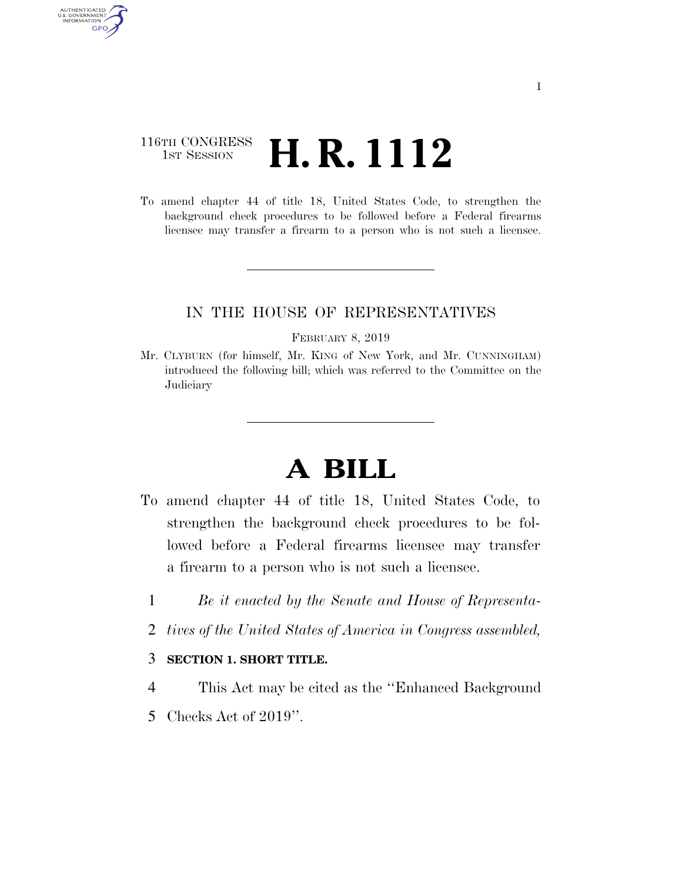116TH CONGRESS
1ST SESSION

# H. R. 1112

To amend chapter 44 of title 18, United States Code, to strengthen the background check procedures to be followed before a Federal firearms licensee may transfer a firearm to a person who is not such a licensee.

IN THE HOUSE OF REPRESENTATIVES

FEBRUARY 8, 2019

Mr. CLYBURN (for himself, Mr. KING of New York, and Mr. CUNNINGHAM) introduced the following bill; which was referred to the Committee on the Judiciary

# A BILL

To amend chapter 44 of title 18, United States Code, to strengthen the background check procedures to be followed before a Federal firearms licensee may transfer a firearm to a person who is not such a licensee.

1 *Be it enacted by the Senate and House of Representa-*
2 *tives of the United States of America in Congress assembled,*

3 **SECTION 1. SHORT TITLE.**

4 This Act may be cited as the ''Enhanced Background
5 Checks Act of 2019''.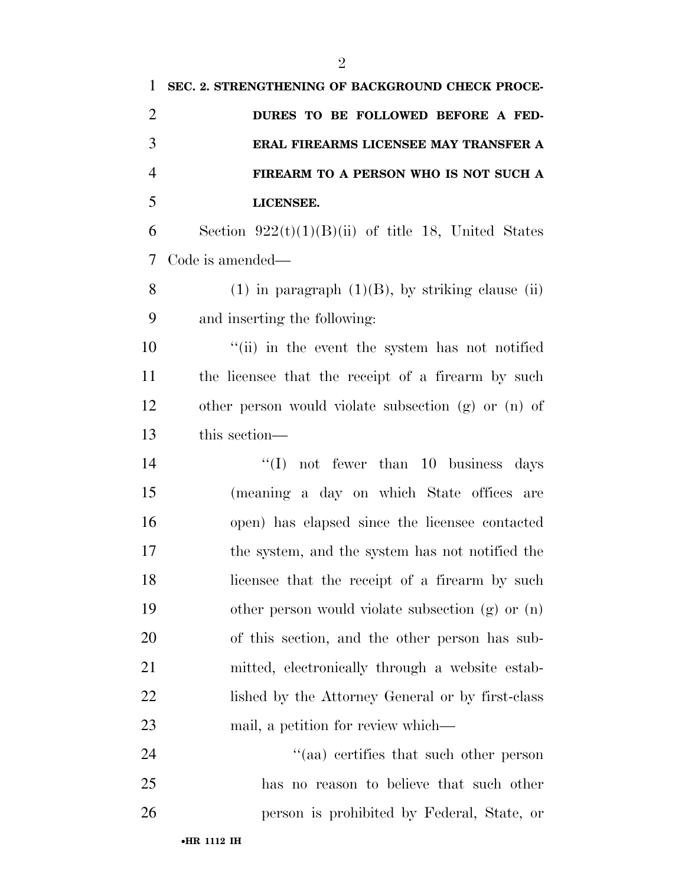**SEC. 2. STRENGTHENING OF BACKGROUND CHECK PROCEDURES TO BE FOLLOWED BEFORE A FEDERAL FIREARMS LICENSEE MAY TRANSFER A FIREARM TO A PERSON WHO IS NOT SUCH A LICENSEE.**

Section 922(t)(1)(B)(ii) of title 18, United States Code is amended—

(1) in paragraph (1)(B), by striking clause (ii) and inserting the following:

"(ii) in the event the system has not notified the licensee that the receipt of a firearm by such other person would violate subsection (g) or (n) of this section—

"(I) not fewer than 10 business days (meaning a day on which State offices are open) has elapsed since the licensee contacted the system, and the system has not notified the licensee that the receipt of a firearm by such other person would violate subsection (g) or (n) of this section, and the other person has submitted, electronically through a website established by the Attorney General or by first-class mail, a petition for review which—

"(aa) certifies that such other person has no reason to believe that such other person is prohibited by Federal, State, or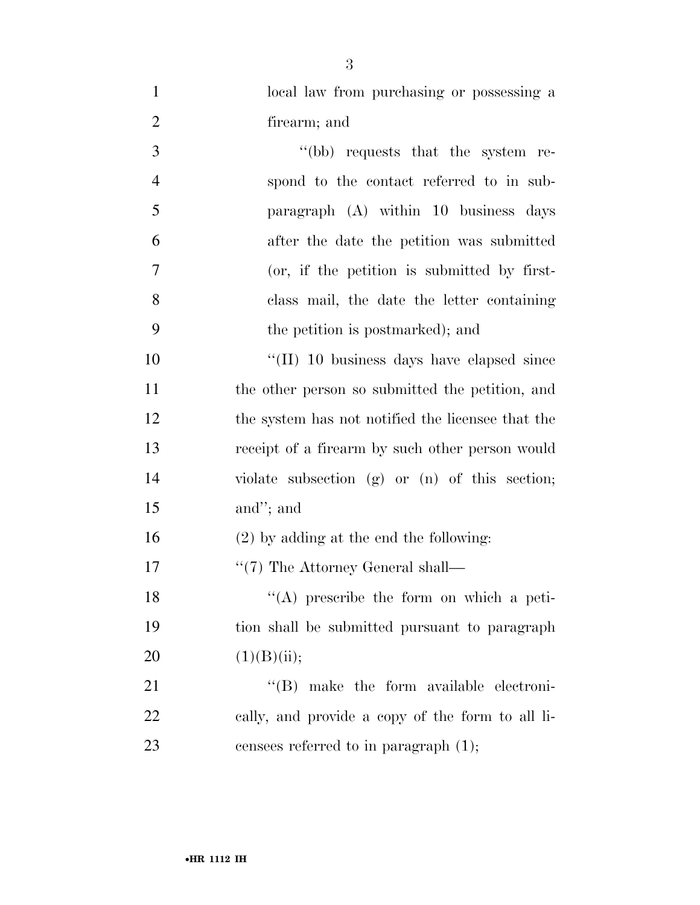local law from purchasing or possessing a firearm; and

''(bb) requests that the system respond to the contact referred to in subparagraph (A) within 10 business days after the date the petition was submitted (or, if the petition is submitted by first-class mail, the date the letter containing the petition is postmarked); and

''(II) 10 business days have elapsed since the other person so submitted the petition, and the system has not notified the licensee that the receipt of a firearm by such other person would violate subsection (g) or (n) of this section; and''; and

(2) by adding at the end the following:

''(7) The Attorney General shall—

''(A) prescribe the form on which a petition shall be submitted pursuant to paragraph (1)(B)(ii);

''(B) make the form available electronically, and provide a copy of the form to all licensees referred to in paragraph (1);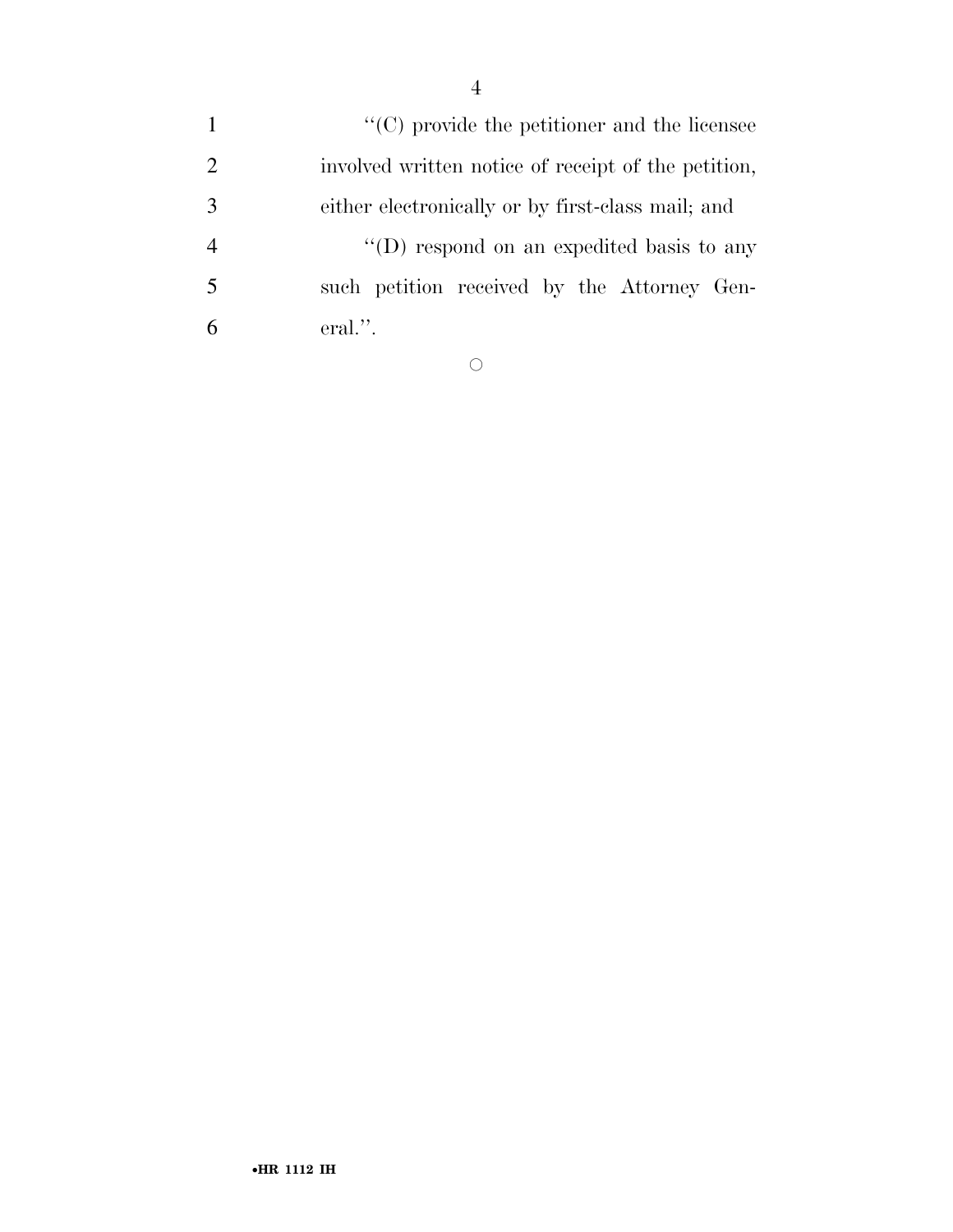''(C) provide the petitioner and the licensee involved written notice of receipt of the petition, either electronically or by first-class mail; and

''(D) respond on an expedited basis to any such petition received by the Attorney General.''.

○